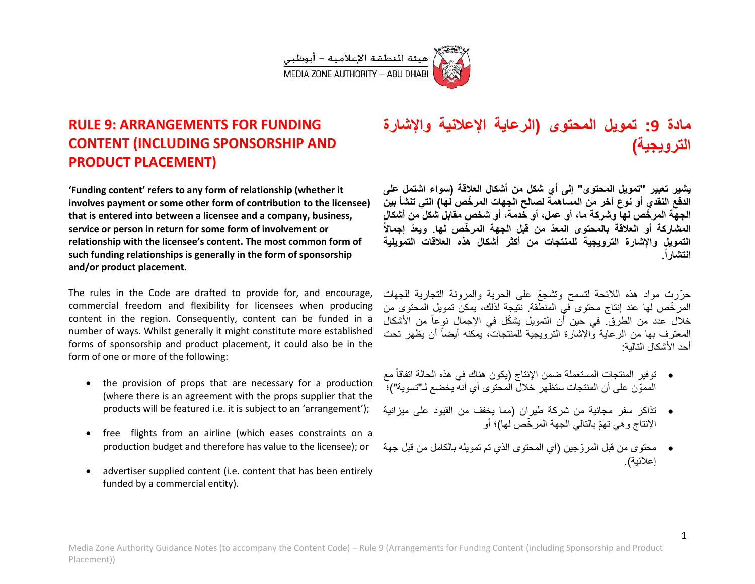هيئة المنطقة الإعلامية – أبوظبي
MEDIA ZONE AUTHORITY – ABU DHABI

## RULE 9: ARRANGEMENTS FOR FUNDING CONTENT (INCLUDING SPONSORSHIP AND PRODUCT PLACEMENT)

**'Funding content' refers to any form of relationship (whether it involves payment or some other form of contribution to the licensee) that is entered into between a licensee and a company, business, service or person in return for some form of involvement or relationship with the licensee's content. The most common form of such funding relationships is generally in the form of sponsorship and/or product placement.**

The rules in the Code are drafted to provide for, and encourage, commercial freedom and flexibility for licensees when producing content in the region. Consequently, content can be funded in a number of ways. Whilst generally it might constitute more established forms of sponsorship and product placement, it could also be in the form of one or more of the following:

- the provision of props that are necessary for a production (where there is an agreement with the props supplier that the products will be featured i.e. it is subject to an 'arrangement');
- free flights from an airline (which eases constraints on a production budget and therefore has value to the licensee); or
- advertiser supplied content (i.e. content that has been entirely funded by a commercial entity).

## مادة 9: تمويل المحتوى (الرعاية الإعلانية والإشارة الترويجية)

**يشير تعبير "تمويل المحتوى" إلى أي شكل من أشكال العلاقة (سواء اشتمل على الدفع النقدي أو نوع آخر من المساهمة لصالح الجهات المرخّص لها) التي تنشأ بين الجهة المرخّص لها وشركة ما، أو عمل، أو خدمة، أو شخص مقابل شكل من أشكال المشاركة أو العلاقة بالمحتوى المعدّ من قبل الجهة المرخّص لها. ويعدّ إجمالاً التمويل والإشارة الترويجية للمنتجات من أكثر أشكال هذه العلاقات التمويلية انتشاراً.**

حرّرت مواد هذه اللائحة لتسمح وتشجعّ على الحرية والمرونة التجارية للجهات المرخّص لها عند إنتاج محتوى في المنطقة. نتيجة لذلك، يمكن تمويل المحتوى من خلال عدد من الطرق. في حين أن التمويل يشكّل في الإجمال نوعاً من الأشكال المعترف بها من الرعاية والإشارة الترويجية للمنتجات، يمكنه أيضاً أن يظهر تحت أحد الأشكال التالية:

- توفير المنتجات المستعملة ضمن الإنتاج (يكون هناك في هذه الحالة اتفاقاً مع المموّن على أن المنتجات ستظهر خلال المحتوى أي أنه يخضع لـ"تسوية")؛
- تذاكر سفر مجانية من شركة طيران (مما يخفف من القيود على ميزانية الإنتاج وهي تهمّ بالتالي الجهة المرخّص لها)؛ أو
- محتوى من قبل المروّجين (أي المحتوى الذي تم تمويله بالكامل من قبل جهة إعلانية).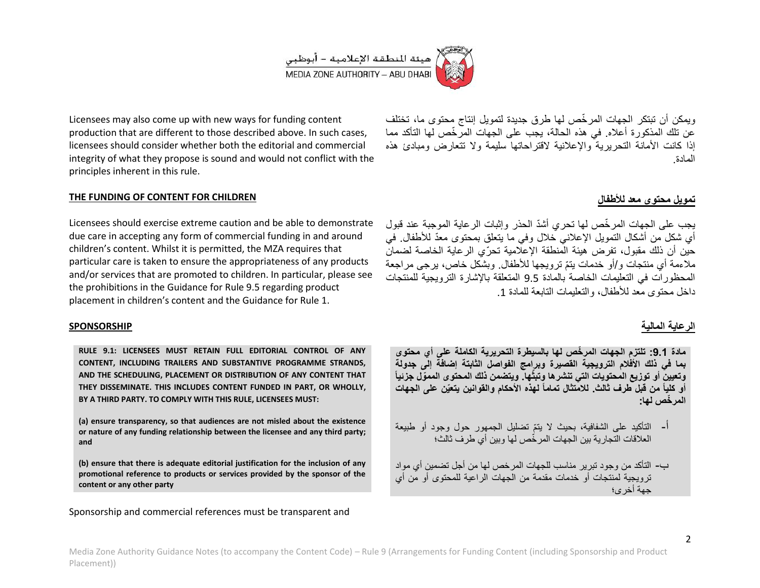Licensees may also come up with new ways for funding content production that are different to those described above. In such cases, licensees should consider whether both the editorial and commercial integrity of what they propose is sound and would not conflict with the principles inherent in this rule.

ويمكن أن تبتكر الجهات المرخّص لها طرق جديدة لتمويل إنتاج محتوى ما، تختلف عن تلك المذكورة أعلاه. في هذه الحالة، يجب على الجهات المرخّص لها التأكد مما إذا كانت الأمانة التحريرية والإعلانية لاقتراحاتها سليمة ولا تتعارض ومبادئ هذه المادة.

## THE FUNDING OF CONTENT FOR CHILDREN

## تمويل محتوى معد للأطفال

Licensees should exercise extreme caution and be able to demonstrate due care in accepting any form of commercial funding in and around children's content. Whilst it is permitted, the MZA requires that particular care is taken to ensure the appropriateness of any products and/or services that are promoted to children. In particular, please see the prohibitions in the Guidance for Rule 9.5 regarding product placement in children's content and the Guidance for Rule 1.

يجب على الجهات المرخّص لها تحري أشدّ الحذر وإثبات الرعاية الموجبة عند قبول أي شكل من أشكال التمويل الإعلاني خلال وفي ما يتعلق بمحتوى معدّ للأطفال. في حين أن ذلك مقبول، تفرض هيئة المنطقة الإعلامية تحرّي الرعاية الخاصة لضمان ملاءمة أي منتجات و/أو خدمات يتمّ ترويجها للأطفال. وبشكل خاص، يرجى مراجعة المحظورات في التعليمات الخاصة بالمادة 9.5 المتعلقة بالإشارة الترويجية للمنتجات داخل محتوى معد للأطفال، والتعليمات التابعة للمادة 1.

## SPONSORSHIP

## الرعاية المالية

**RULE 9.1: LICENSEES MUST RETAIN FULL EDITORIAL CONTROL OF ANY CONTENT, INCLUDING TRAILERS AND SUBSTANTIVE PROGRAMME STRANDS, AND THE SCHEDULING, PLACEMENT OR DISTRIBUTION OF ANY CONTENT THAT THEY DISSEMINATE. THIS INCLUDES CONTENT FUNDED IN PART, OR WHOLLY, BY A THIRD PARTY. TO COMPLY WITH THIS RULE, LICENSEES MUST:**

**(a) ensure transparency, so that audiences are not misled about the existence or nature of any funding relationship between the licensee and any third party; and**

**(b) ensure that there is adequate editorial justification for the inclusion of any promotional reference to products or services provided by the sponsor of the content or any other party**

**مادة 9.1: تلتزم الجهات المرخّص لها بالسيطرة التحريرية الكاملة على أي محتوى بما في ذلك الأفلام الترويجية القصيرة وبرامج الفواصل الثابتة إضافةً إلى جدولة وتعيين أو توزيع المحتويات التي تنشرها وتبثّها. ويتضمن ذلك المحتوى المموّل جزئياً أو كلياً من قبل طرف ثالث. للامتثال تماماً لهذه الأحكام والقوانين يتعيّن على الجهات المرخّص لها:**

أ- التأكيد على الشفافية، بحيث لا يتمّ تضليل الجمهور حول وجود أو طبيعة العلاقات التجارية بين الجهات المرخّص لها وبين أي طرف ثالث؛

ب- التأكد من وجود تبرير مناسب للجهات المرخص لها من أجل تضمين أي مواد ترويجية لمنتجات أو خدمات مقدمة من الجهات الراعية للمحتوى أو من أي جهة أخرى؛

Sponsorship and commercial references must be transparent and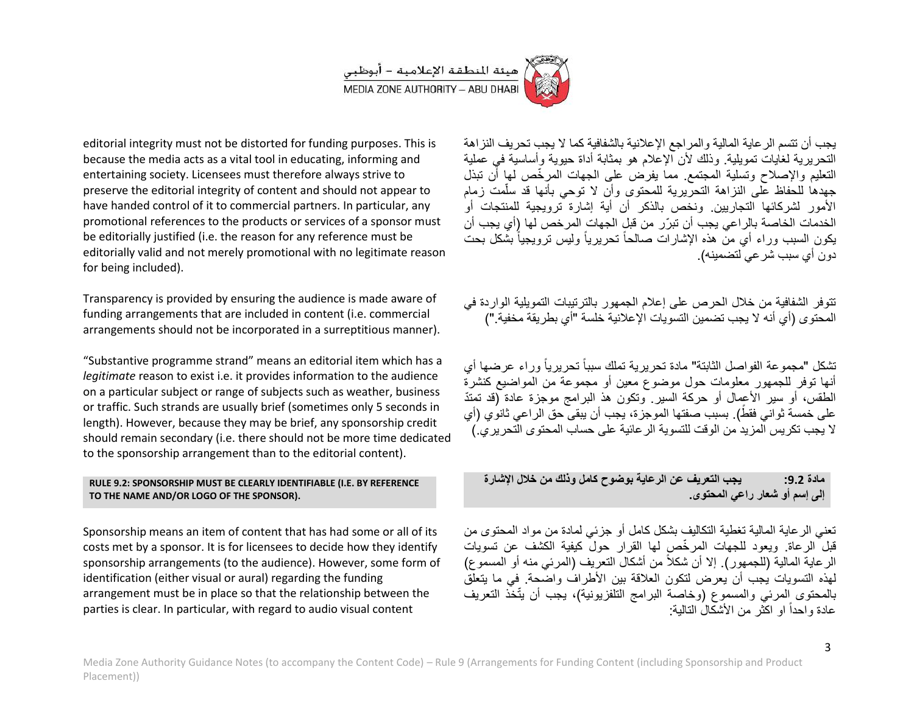editorial integrity must not be distorted for funding purposes. This is because the media acts as a vital tool in educating, informing and entertaining society. Licensees must therefore always strive to preserve the editorial integrity of content and should not appear to have handed control of it to commercial partners. In particular, any promotional references to the products or services of a sponsor must be editorially justified (i.e. the reason for any reference must be editorially valid and not merely promotional with no legitimate reason for being included).

يجب أن تتسم الرعاية المالية والمراجع الإعلانية بالشفافية كما لا يجب تحريف النزاهة التحريرية لغايات تمويلية. وذلك لأن الإعلام هو بمثابة أداة حيوية وأساسية في عملية التعليم والإصلاح وتسلية المجتمع. مما يفرض على الجهات المرخّص لها أن تبذل جهدها للحفاظ على النزاهة التحريرية للمحتوى وأن لا توحي بأنها قد سلّمت زمام الأمور لشركائها التجاريين. ونخص بالذكر أن أية إشارة ترويجية للمنتجات أو الخدمات الخاصة بالراعي يجب أن تبرّر من قبل الجهات المرخص لها (أي يجب أن يكون السبب وراء أي من هذه الإشارات صالحاً تحريرياً وليس ترويجياً بشكل بحت دون أي سبب شرعي لتضمينه).

Transparency is provided by ensuring the audience is made aware of funding arrangements that are included in content (i.e. commercial arrangements should not be incorporated in a surreptitious manner).

تتوفر الشفافية من خلال الحرص على إعلام الجمهور بالترتيبات التمويلية الواردة في المحتوى (أي أنه لا يجب تضمين التسويات الإعلانية خلسة "أي بطريقة مخفية.")

"Substantive programme strand" means an editorial item which has a *legitimate* reason to exist i.e. it provides information to the audience on a particular subject or range of subjects such as weather, business or traffic. Such strands are usually brief (sometimes only 5 seconds in length). However, because they may be brief, any sponsorship credit should remain secondary (i.e. there should not be more time dedicated to the sponsorship arrangement than to the editorial content).

تشكل "مجموعة الفواصل الثابتة" مادة تحريرية تملك سبباً تحريرياً وراء عرضها أي أنها توفر للجمهور معلومات حول موضوع معين أو مجموعة من المواضيع كنشرة الطقس، أو سير الأعمال أو حركة السير. وتكون هذ البرامج موجزة عادة (قد تمتدّ على خمسة ثواني فقط). بسبب صفتها الموجزة، يجب أن يبقى حق الراعي ثانوي (أي لا يجب تكريس المزيد من الوقت للتسوية الرعائية على حساب المحتوى التحريري.)

**RULE 9.2: SPONSORSHIP MUST BE CLEARLY IDENTIFIABLE (I.E. BY REFERENCE TO THE NAME AND/OR LOGO OF THE SPONSOR).**

**مادة 9.2: يجب التعريف عن الرعاية بوضوح كامل وذلك من خلال الإشارة إلى إسم أو شعار راعي المحتوى.**

Sponsorship means an item of content that has had some or all of its costs met by a sponsor. It is for licensees to decide how they identify sponsorship arrangements (to the audience). However, some form of identification (either visual or aural) regarding the funding arrangement must be in place so that the relationship between the parties is clear. In particular, with regard to audio visual content

تعني الرعاية المالية تغطية التكاليف بشكل كامل أو جزئي لمادة من مواد المحتوى من قبل الرعاة. ويعود للجهات المرخّص لها القرار حول كيفية الكشف عن تسويات الرعاية المالية (للجمهور). إلا أن شكلاً من أشكال التعريف (المرئي منه أو المسموع) لهذه التسويات يجب أن يعرض لتكون العلاقة بين الأطراف واضحة. في ما يتعلق بالمحتوى المرئي والمسموع (وخاصة البرامج التلفزيونية)، يجب أن يتّخذ التعريف عادة واحداً او اكثر من الأشكال التالية: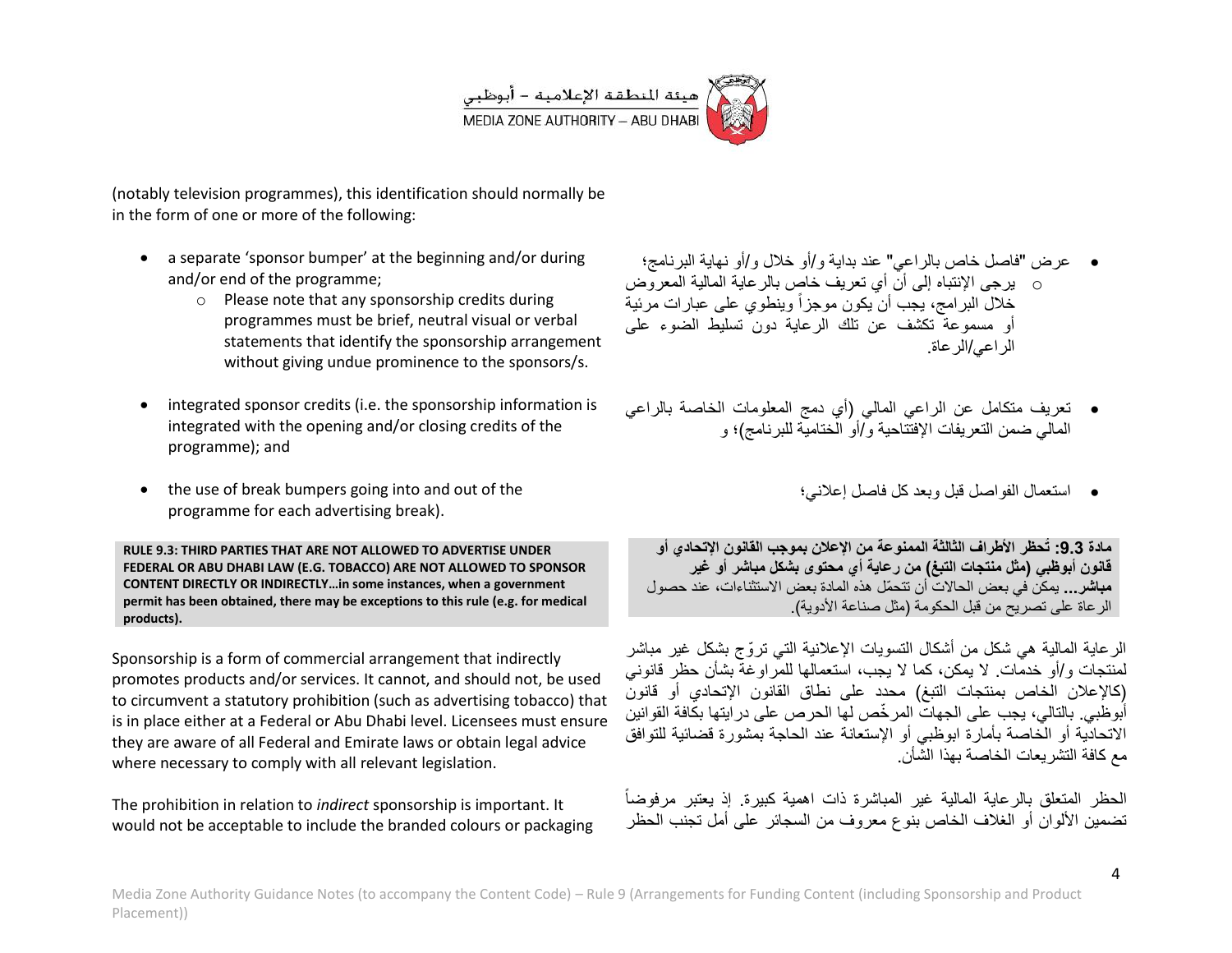(notably television programmes), this identification should normally be in the form of one or more of the following:

- a separate 'sponsor bumper' at the beginning and/or during and/or end of the programme;
    - Please note that any sponsorship credits during programmes must be brief, neutral visual or verbal statements that identify the sponsorship arrangement without giving undue prominence to the sponsors/s.
- integrated sponsor credits (i.e. the sponsorship information is integrated with the opening and/or closing credits of the programme); and
- the use of break bumpers going into and out of the programme for each advertising break).

- عرض "فاصل خاص بالراعي" عند بداية و/أو خلال و/أو نهاية البرنامج؛
    - يرجى الإنتباه إلى أن أي تعريف خاص بالرعاية المالية المعروض خلال البرامج، يجب أن يكون موجزاً وينطوي على عبارات مرئية أو مسموعة تكشف عن تلك الرعاية دون تسليط الضوء على الراعي/الرعاة.
- تعريف متكامل عن الراعي المالي (أي دمج المعلومات الخاصة بالراعي المالي ضمن التعريفات الإفتتاحية و/أو الختامية للبرنامج)؛ و
- استعمال الفواصل قبل وبعد كل فاصل إعلاني؛

**RULE 9.3: THIRD PARTIES THAT ARE NOT ALLOWED TO ADVERTISE UNDER FEDERAL OR ABU DHABI LAW (E.G. TOBACCO) ARE NOT ALLOWED TO SPONSOR CONTENT DIRECTLY OR INDIRECTLY…in some instances, when a government permit has been obtained, there may be exceptions to this rule (e.g. for medical products).**

**مادة 9.3: تُحظر الأطراف الثالثة الممنوعة من الإعلان بموجب القانون الإتحادي أو قانون أبوظبي (مثل منتجات التبغ) من رعاية أي محتوى بشكل مباشر أو غير مباشر...** يمكن في بعض الحالات أن تتحمّل هذه المادة بعض الاستثناءات، عند حصول الرعاة على تصريح من قبل الحكومة (مثل صناعة الأدوية).

Sponsorship is a form of commercial arrangement that indirectly promotes products and/or services. It cannot, and should not, be used to circumvent a statutory prohibition (such as advertising tobacco) that is in place either at a Federal or Abu Dhabi level. Licensees must ensure they are aware of all Federal and Emirate laws or obtain legal advice where necessary to comply with all relevant legislation.

الرعاية المالية هي شكل من أشكال التسويات الإعلانية التي تروّج بشكل غير مباشر لمنتجات و/أو خدمات. لا يمكن، كما لا يجب، استعمالها للمراوغة بشأن حظر قانوني (كالإعلان الخاص بمنتجات التبغ) محدد على نطاق القانون الإتحادي أو قانون أبوظبي. بالتالي، يجب على الجهات المرخّص لها الحرص على درايتها بكافة القوانين الاتحادية أو الخاصة بأمارة ابوظبي أو الإستعانة عند الحاجة بمشورة قضائية للتوافق مع كافة التشريعات الخاصة بهذا الشأن.

The prohibition in relation to *indirect* sponsorship is important. It would not be acceptable to include the branded colours or packaging

الحظر المتعلق بالرعاية المالية غير المباشرة ذات اهمية كبيرة. إذ يعتبر مرفوضاً تضمين الألوان أو الغلاف الخاص بنوع معروف من السجائر على أمل تجنب الحظر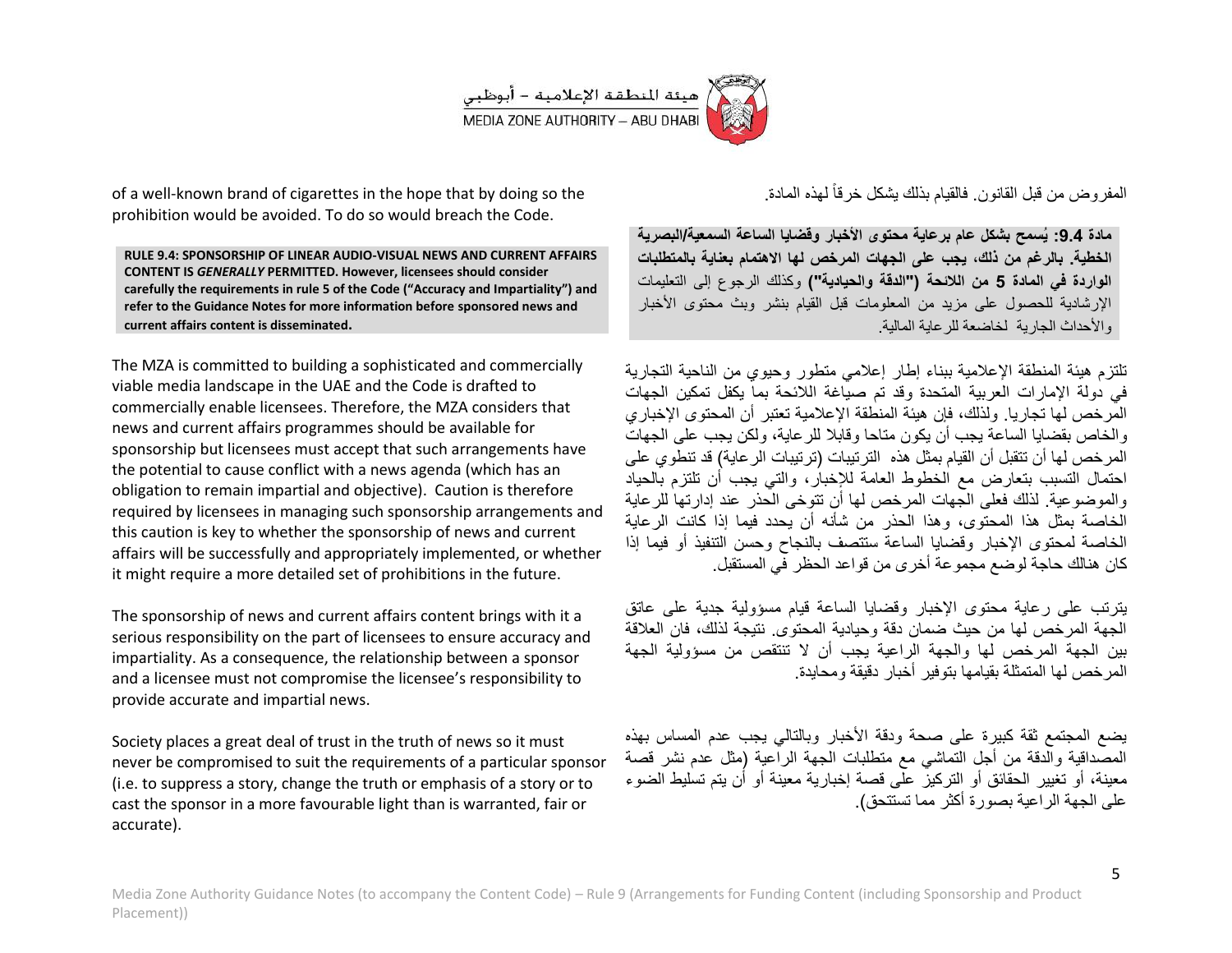of a well-known brand of cigarettes in the hope that by doing so the prohibition would be avoided. To do so would breach the Code.

**RULE 9.4: SPONSORSHIP OF LINEAR AUDIO-VISUAL NEWS AND CURRENT AFFAIRS CONTENT IS *GENERALLY* PERMITTED. However, licensees should consider carefully the requirements in rule 5 of the Code ("Accuracy and Impartiality") and refer to the Guidance Notes for more information before sponsored news and current affairs content is disseminated.**

The MZA is committed to building a sophisticated and commercially viable media landscape in the UAE and the Code is drafted to commercially enable licensees. Therefore, the MZA considers that news and current affairs programmes should be available for sponsorship but licensees must accept that such arrangements have the potential to cause conflict with a news agenda (which has an obligation to remain impartial and objective). Caution is therefore required by licensees in managing such sponsorship arrangements and this caution is key to whether the sponsorship of news and current affairs will be successfully and appropriately implemented, or whether it might require a more detailed set of prohibitions in the future.

The sponsorship of news and current affairs content brings with it a serious responsibility on the part of licensees to ensure accuracy and impartiality. As a consequence, the relationship between a sponsor and a licensee must not compromise the licensee's responsibility to provide accurate and impartial news.

Society places a great deal of trust in the truth of news so it must never be compromised to suit the requirements of a particular sponsor (i.e. to suppress a story, change the truth or emphasis of a story or to cast the sponsor in a more favourable light than is warranted, fair or accurate).

المفروض من قبل القانون. فالقيام بذلك يشكل خرقاً لهذه المادة.

**مادة 9.4: يُسمح بشكل عام برعاية محتوى الأخبار وقضايا الساعة السمعية/البصرية الخطية. بالرغم من ذلك، يجب على الجهات المرخص لها الاهتمام بعناية بالمتطلبات الواردة في المادة 5 من اللائحة ("الدقة والحيادية")** وكذلك الرجوع إلى التعليمات الإرشادية للحصول على مزيد من المعلومات قبل القيام بنشر وبث محتوى الأخبار والأحداث الجارية الخاضعة للرعاية المالية.

تلتزم هيئة المنطقة الإعلامية ببناء إطار إعلامي متطور وحيوي من الناحية التجارية في دولة الإمارات العربية المتحدة وقد تم صياغة اللائحة بما يكفل تمكين الجهات المرخص لها تجاريا. ولذلك، فإن هيئة المنطقة الإعلامية تعتبر أن المحتوى الإخباري والخاص بقضايا الساعة يجب أن يكون متاحا وقابلا للرعاية، ولكن يجب على الجهات المرخص لها أن تتقبل أن القيام بمثل هذه الترتيبات (ترتيبات الرعاية) قد تنطوي على احتمال التسبب بتعارض مع الخطوط العامة للإخبار، والتي يجب أن تلتزم بالحياد والموضوعية. لذلك فعلى الجهات المرخص لها أن تتوخى الحذر عند إدارتها للرعاية الخاصة بمثل هذا المحتوى، وهذا الحذر من شأنه أن يحدد فيما إذا كانت الرعاية الخاصة لمحتوى الإخبار وقضايا الساعة ستتصف بالنجاح وحسن التنفيذ أو فيما إذا كان هنالك حاجة لوضع مجموعة أخرى من قواعد الحظر في المستقبل.

يترتب على رعاية محتوى الإخبار وقضايا الساعة قيام مسؤولية جدية على عاتق الجهة المرخص لها من حيث ضمان دقة وحيادية المحتوى. نتيجة لذلك، فان العلاقة بين الجهة المرخص لها والجهة الراعية يجب أن لا تنتقص من مسؤولية الجهة المرخص لها المتمثلة بقيامها بتوفير أخبار دقيقة ومحايدة.

يضع المجتمع ثقة كبيرة على صحة ودقة الأخبار وبالتالي يجب عدم المساس بهذه المصداقية والدقة من أجل التماشي مع متطلبات الجهة الراعية (مثل عدم نشر قصة معينة، أو تغيير الحقائق أو التركيز على قصة إخبارية معينة أو أن يتم تسليط الضوء على الجهة الراعية بصورة أكثر مما تستتحق).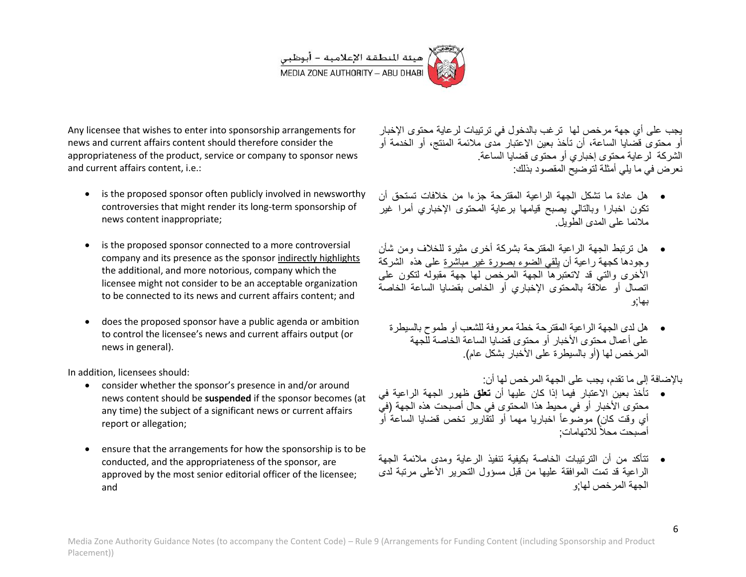Any licensee that wishes to enter into sponsorship arrangements for news and current affairs content should therefore consider the appropriateness of the product, service or company to sponsor news and current affairs content, i.e.:

- is the proposed sponsor often publicly involved in newsworthy controversies that might render its long-term sponsorship of news content inappropriate;
- is the proposed sponsor connected to a more controversial company and its presence as the sponsor <u>indirectly highlights</u> the additional, and more notorious, company which the licensee might not consider to be an acceptable organization to be connected to its news and current affairs content; and
- does the proposed sponsor have a public agenda or ambition to control the licensee's news and current affairs output (or news in general).

In addition, licensees should:

- consider whether the sponsor's presence in and/or around news content should be **suspended** if the sponsor becomes (at any time) the subject of a significant news or current affairs report or allegation;
- ensure that the arrangements for how the sponsorship is to be conducted, and the appropriateness of the sponsor, are approved by the most senior editorial officer of the licensee; and

يجب على أي جهة مرخص لها ترغب بالدخول في ترتيبات لرعاية محتوى الإخبار أو محتوى قضايا الساعة، أن تأخذ بعين الاعتبار مدى ملائمة المنتج، أو الخدمة أو الشركة لرعاية محتوى إخباري أو محتوى قضايا الساعة.
نعرض في ما يلي أمثلة لتوضيح المقصود بذلك:

- هل عادة ما تشكل الجهة الراعية المقترحة جزءا من خلافات تستحق أن تكون اخبارا وبالتالي يصبح قيامها برعاية المحتوى الإخباري أمرا غير ملائما على المدى الطويل.
- هل ترتبط الجهة الراعية المقترحة بشركة أخرى مثيرة للخلاف ومن شأن وجودها كجهة راعية أن <u>يلقي الضوء بصورة غير مباشرة</u> على هذه الشركة الأخرى والتي قد لاتعتبرها الجهة المرخص لها جهة مقبوله لتكون على اتصال أو علاقة بالمحتوى الإخباري أو الخاص بقضايا الساعة الخاصة بها;و
- هل لدى الجهة الراعية المقترحة خطة معروفة للشعب أو طموح بالسيطرة على أعمال محتوى الأخبار أو محتوى قضايا الساعة الخاصة للجهة المرخص لها (أو بالسيطرة على الأخبار بشكل عام).

بالإضافة إلى ما تقدم، يجب على الجهة المرخص لها أن:

- تأخذ بعين الاعتبار فيما إذا كان عليها أن **تعلق** ظهور الجهة الراعية في محتوى الأخبار أو في محيط هذا المحتوى في حال أصبحت هذه الجهة (في أي وقت كان) موضوعاً اخباريا مهما أو لتقارير تخص قضايا الساعة أو أصبحت محلاً للاتهامات;
- تتأكد من أن الترتيبات الخاصة بكيفية تنفيذ الرعاية ومدى ملائمة الجهة الراعية قد تمت الموافقة عليها من قبل مسؤول التحرير الأعلى مرتبة لدى الجهة المرخص لها;و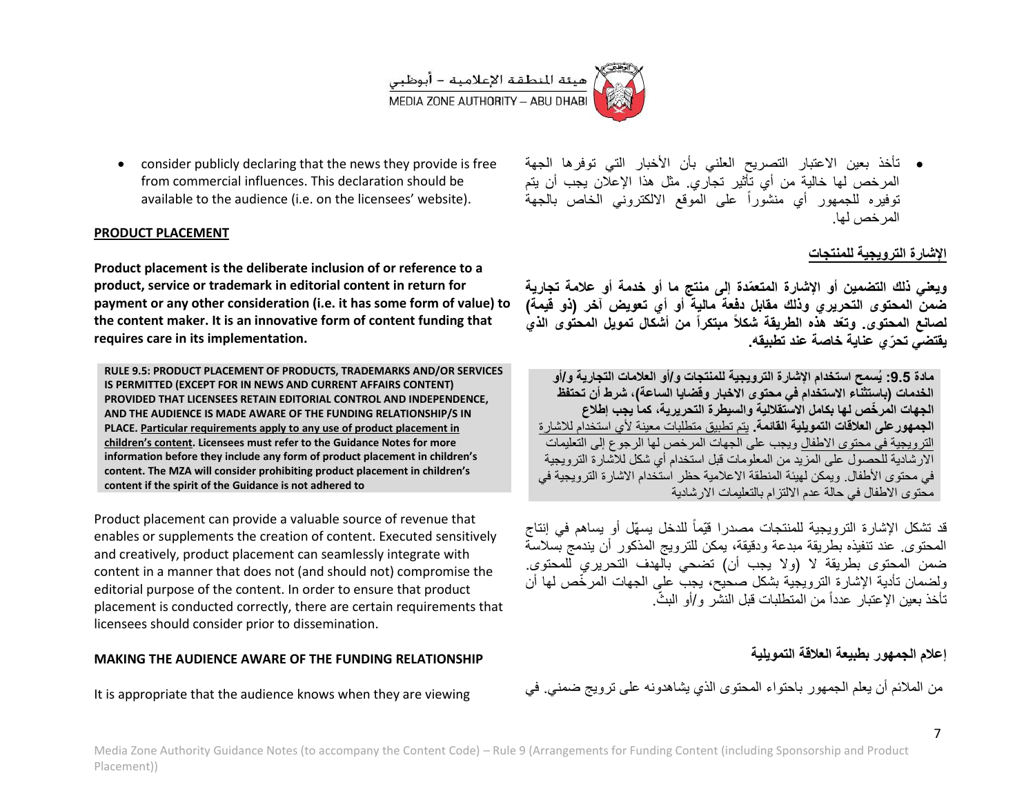- consider publicly declaring that the news they provide is free from commercial influences. This declaration should be available to the audience (i.e. on the licensees' website).

- تأخذ بعين الاعتبار التصريح العلني بأن الأخبار التي توفرها الجهة المرخص لها خالية من أي تأثير تجاري. مثل هذا الإعلان يجب أن يتم توفيره للجمهور أي منشوراً على الموقع الالكتروني الخاص بالجهة المرخص لها.

## PRODUCT PLACEMENT

**Product placement is the deliberate inclusion of or reference to a product, service or trademark in editorial content in return for payment or any other consideration (i.e. it has some form of value) to the content maker. It is an innovative form of content funding that requires care in its implementation.**

> **RULE 9.5: PRODUCT PLACEMENT OF PRODUCTS, TRADEMARKS AND/OR SERVICES IS PERMITTED (EXCEPT FOR IN NEWS AND CURRENT AFFAIRS CONTENT) PROVIDED THAT LICENSEES RETAIN EDITORIAL CONTROL AND INDEPENDENCE, AND THE AUDIENCE IS MADE AWARE OF THE FUNDING RELATIONSHIP/S IN PLACE. Particular requirements apply to any use of product placement in children's content. Licensees must refer to the Guidance Notes for more information before they include any form of product placement in children's content. The MZA will consider prohibiting product placement in children's content if the spirit of the Guidance is not adhered to**

Product placement can provide a valuable source of revenue that enables or supplements the creation of content. Executed sensitively and creatively, product placement can seamlessly integrate with content in a manner that does not (and should not) compromise the editorial purpose of the content. In order to ensure that product placement is conducted correctly, there are certain requirements that licensees should consider prior to dissemination.

## الإشارة الترويجية للمنتجات

**ويعني ذلك التضمين أو الإشارة المتعمّدة إلى منتج ما أو خدمة أو علامة تجارية ضمن المحتوى التحريري وذلك مقابل دفعة مالية أو أي تعويض آخر (ذو قيمة) لصانع المحتوى. وتعد هذه الطريقة شكلاً مبتكراً من أشكال تمويل المحتوى الذي يقتضي تحرّي عناية خاصة عند تطبيقه.**

> **مادة 9.5: يُسمح استخدام الإشارة الترويجية للمنتجات و/أو العلامات التجارية و/أو الخدمات (باستثناء الاستخدام في محتوى الاخبار وقضايا الساعة)، شرط أن تحتفظ الجهات المرخّص لها بكامل الاستقلالية والسيطرة التحريرية، كما يجب إطلاع الجمهور على العلاقات التمويلية القائمة.** يتم تطبيق متطلبات معينة لأي استخدام للاشارة الترويجية في محتوى الاطفال ويجب على الجهات المرخص لها الرجوع إلى التعليمات الارشادية للحصول على المزيد من المعلومات قبل استخدام أي شكل للاشارة الترويجية في محتوى الأطفال. ويمكن لهيئة المنطقة الاعلامية حظر استخدام الاشارة الترويجية في محتوى الاطفال في حالة عدم الالتزام بالتعليمات الارشادية

قد تشكل الإشارة الترويجية للمنتجات مصدرا قيّماً للدخل يسهّل أو يساهم في إنتاج المحتوى. عند تنفيذه بطريقة مبدعة ودقيقة، يمكن للترويج المذكور أن يندمج بسلاسة ضمن المحتوى بطريقة لا (ولا يجب أن) تضحي بالهدف التحريري للمحتوى. ولضمان تأدية الإشارة الترويجية بشكل صحيح، يجب على الجهات المرخّص لها أن تأخذ بعين الإعتبار عدداً من المتطلبات قبل النشر و/أو البثّ.

## MAKING THE AUDIENCE AWARE OF THE FUNDING RELATIONSHIP

It is appropriate that the audience knows when they are viewing

## إعلام الجمهور بطبيعة العلاقة التمويلية

من الملائم أن يعلم الجمهور باحتواء المحتوى الذي يشاهدونه على ترويج ضمني. في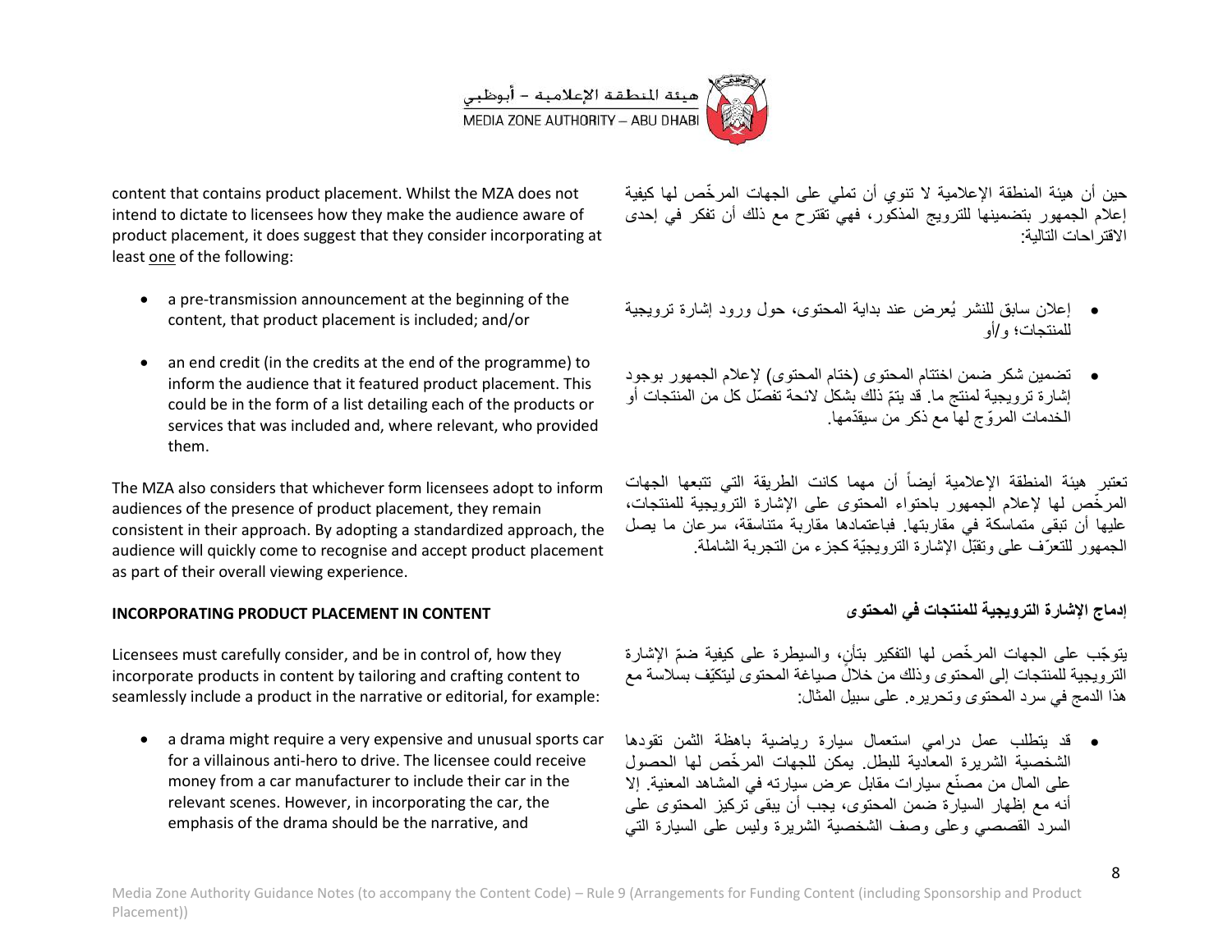content that contains product placement. Whilst the MZA does not intend to dictate to licensees how they make the audience aware of product placement, it does suggest that they consider incorporating at least one of the following:

- a pre-transmission announcement at the beginning of the content, that product placement is included; and/or
- an end credit (in the credits at the end of the programme) to inform the audience that it featured product placement. This could be in the form of a list detailing each of the products or services that was included and, where relevant, who provided them.

The MZA also considers that whichever form licensees adopt to inform audiences of the presence of product placement, they remain consistent in their approach. By adopting a standardized approach, the audience will quickly come to recognise and accept product placement as part of their overall viewing experience.

**INCORPORATING PRODUCT PLACEMENT IN CONTENT**

Licensees must carefully consider, and be in control of, how they incorporate products in content by tailoring and crafting content to seamlessly include a product in the narrative or editorial, for example:

- a drama might require a very expensive and unusual sports car for a villainous anti-hero to drive. The licensee could receive money from a car manufacturer to include their car in the relevant scenes. However, in incorporating the car, the emphasis of the drama should be the narrative, and

حين أن هيئة المنطقة الإعلامية لا تنوي أن تملي على الجهات المرخّص لها كيفية إعلام الجمهور بتضمينها للترويج المذكور، فهي تقترح مع ذلك أن تفكر في إحدى الاقتراحات التالية:

- إعلان سابق للنشر يُعرض عند بداية المحتوى، حول ورود إشارة ترويجية للمنتجات؛ و/أو
- تضمين شكر ضمن اختتام المحتوى (ختام المحتوى) لإعلام الجمهور بوجود إشارة ترويجية لمنتج ما. قد يتمّ ذلك بشكل لائحة تفصّل كل من المنتجات أو الخدمات المروّج لها مع ذكر من سيقدّمها.

تعتبر هيئة المنطقة الإعلامية أيضاً أن مهما كانت الطريقة التي تتبعها الجهات المرخّص لها لإعلام الجمهور باحتواء المحتوى على الإشارة الترويجية للمنتجات، عليها أن تبقى متماسكة في مقاربتها. فباعتمادها مقاربة متناسقة، سرعان ما يصل الجمهور للتعرّف على وتقبّل الإشارة الترويجيّة كجزء من التجربة الشاملة.

**إدماج الإشارة الترويجية للمنتجات في المحتوى**

يتوجّب على الجهات المرخّص لها التفكير بتأنٍ، والسيطرة على كيفية ضمّ الإشارة الترويجية للمنتجات إلى المحتوى وذلك من خلال صياغة المحتوى ليتكيّف بسلاسة مع هذا الدمج في سرد المحتوى وتحريره. على سبيل المثال:

- قد يتطلب عمل درامي استعمال سيارة رياضية باهظة الثمن تقودها الشخصية الشريرة المعادية للبطل. يمكن للجهات المرخّص لها الحصول على المال من مصنّع سيارات مقابل عرض سيارته في المشاهد المعنية. إلا أنه مع إظهار السيارة ضمن المحتوى، يجب أن يبقى تركيز المحتوى على السرد القصصي وعلى وصف الشخصية الشريرة وليس على السيارة التي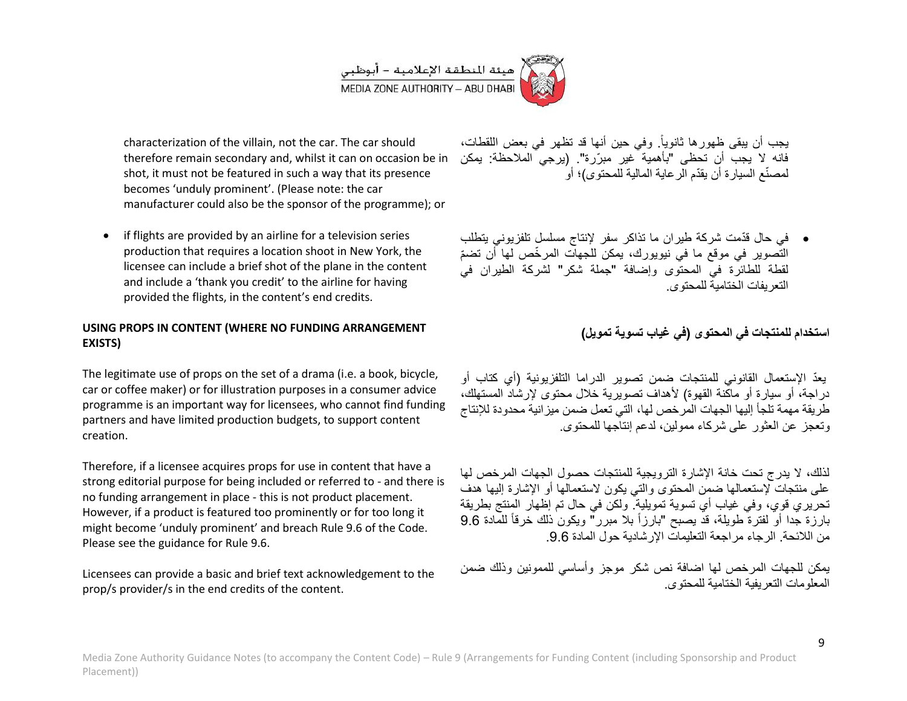characterization of the villain, not the car. The car should therefore remain secondary and, whilst it can on occasion be in shot, it must not be featured in such a way that its presence becomes 'unduly prominent'. (Please note: the car manufacturer could also be the sponsor of the programme); or

- if flights are provided by an airline for a television series production that requires a location shoot in New York, the licensee can include a brief shot of the plane in the content and include a 'thank you credit' to the airline for having provided the flights, in the content's end credits.

يجب أن يبقى ظهورها ثانوياً. وفي حين أنها قد تظهر في بعض اللقطات، فانه لا يجب أن تحظى "بأهمية غير مبرّرة". (يرجى الملاحظة: يمكن لمصنّع السيارة أن يقدّم الرعاية المالية للمحتوى)؛ أو

- في حال قدّمت شركة طيران ما تذاكر سفر لإنتاج مسلسل تلفزيوني يتطلب التصوير في موقع ما في نيويورك، يمكن للجهات المرخّص لها أن تضمّ لقطة للطائرة في المحتوى وإضافة "جملة شكر" لشركة الطيران في التعريفات الختامية للمحتوى.

**USING PROPS IN CONTENT (WHERE NO FUNDING ARRANGEMENT EXISTS)**

**استخدام للمنتجات في المحتوى (في غياب تسوية تمويل)**

The legitimate use of props on the set of a drama (i.e. a book, bicycle, car or coffee maker) or for illustration purposes in a consumer advice programme is an important way for licensees, who cannot find funding partners and have limited production budgets, to support content creation.

يعدّ الإستعمال القانوني للمنتجات ضمن تصوير الدراما التلفزيونية (أي كتاب أو دراجة، أو سيارة أو ماكنة القهوة) لأهداف تصويرية خلال محتوى لإرشاد المستهلك، طريقة مهمة تلجأ إليها الجهات المرخص لها، التي تعمل ضمن ميزانية محدودة للإنتاج وتعجز عن العثور على شركاء ممولين، لدعم إنتاجها للمحتوى.

Therefore, if a licensee acquires props for use in content that have a strong editorial purpose for being included or referred to - and there is no funding arrangement in place - this is not product placement. However, if a product is featured too prominently or for too long it might become 'unduly prominent' and breach Rule 9.6 of the Code. Please see the guidance for Rule 9.6.

لذلك، لا يدرج تحت خانة الإشارة الترويجية للمنتجات حصول الجهات المرخص لها على منتجات لإستعمالها ضمن المحتوى والتي يكون لاستعمالها أو الإشارة إليها هدف تحريري قوي، وفي غياب أي تسوية تمويلية. ولكن في حال تم إظهار المنتج بطريقة بارزة جدا أو لفترة طويلة، قد يصبح "بارزاً بلا مبرر" ويكون ذلك خرقاً للمادة 9.6 من اللائحة. الرجاء مراجعة التعليمات الإرشادية حول المادة 9.6.

Licensees can provide a basic and brief text acknowledgement to the prop/s provider/s in the end credits of the content.

يمكن للجهات المرخص لها اضافة نص شكر موجز وأساسي للممونين وذلك ضمن المعلومات التعريفية الختامية للمحتوى.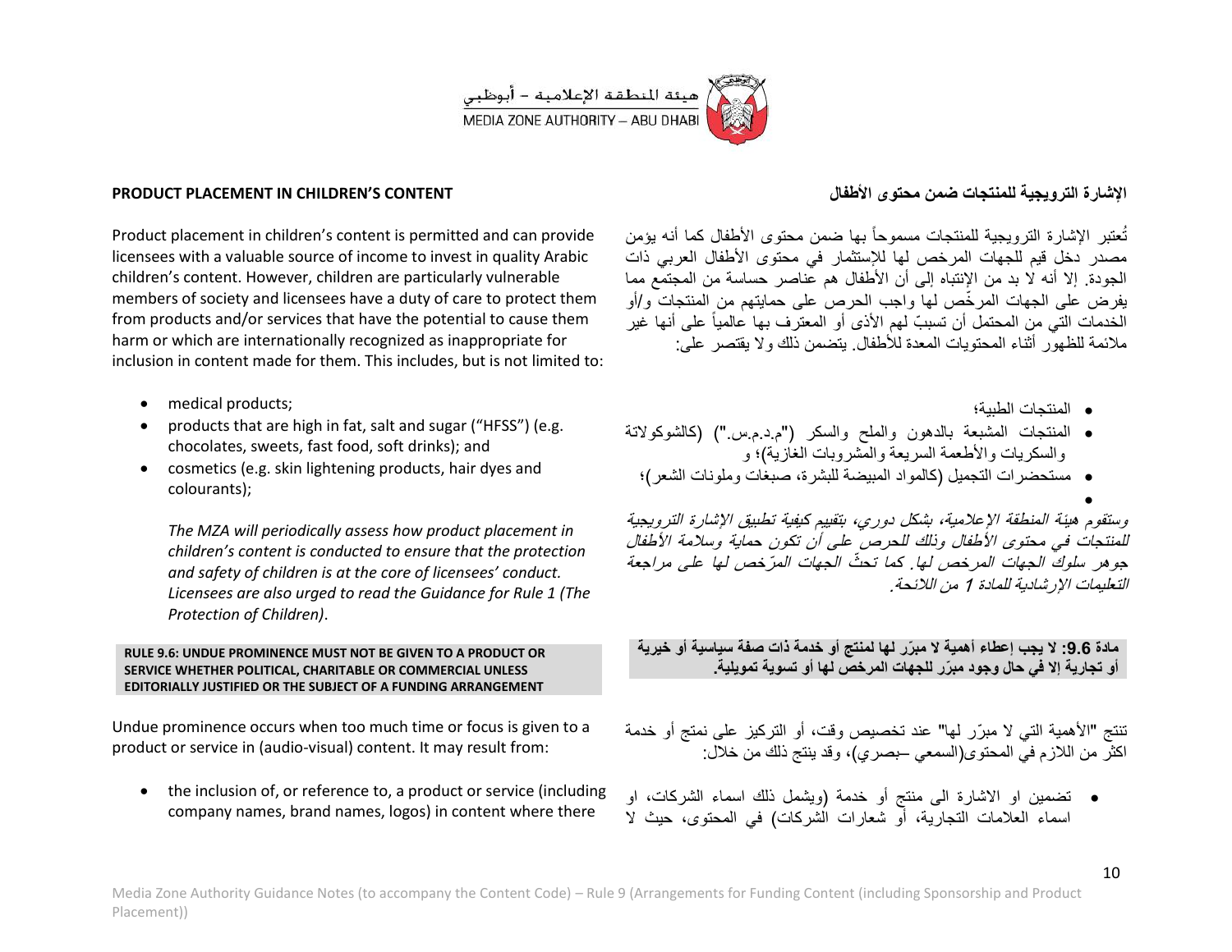**PRODUCT PLACEMENT IN CHILDREN'S CONTENT**

Product placement in children's content is permitted and can provide licensees with a valuable source of income to invest in quality Arabic children's content. However, children are particularly vulnerable members of society and licensees have a duty of care to protect them from products and/or services that have the potential to cause them harm or which are internationally recognized as inappropriate for inclusion in content made for them. This includes, but is not limited to:

- medical products;
- products that are high in fat, salt and sugar ("HFSS") (e.g. chocolates, sweets, fast food, soft drinks); and
- cosmetics (e.g. skin lightening products, hair dyes and colourants);

*The MZA will periodically assess how product placement in children's content is conducted to ensure that the protection and safety of children is at the core of licensees' conduct. Licensees are also urged to read the Guidance for Rule 1 (The Protection of Children).*

**RULE 9.6: UNDUE PROMINENCE MUST NOT BE GIVEN TO A PRODUCT OR SERVICE WHETHER POLITICAL, CHARITABLE OR COMMERCIAL UNLESS EDITORIALLY JUSTIFIED OR THE SUBJECT OF A FUNDING ARRANGEMENT**

Undue prominence occurs when too much time or focus is given to a product or service in (audio-visual) content. It may result from:

- the inclusion of, or reference to, a product or service (including company names, brand names, logos) in content where there

**الإشارة الترويجية للمنتجات ضمن محتوى الأطفال**

تُعتبر الإشارة الترويجية للمنتجات مسموحاً بها ضمن محتوى الأطفال كما أنه يؤمن مصدر دخل قيم للجهات المرخص لها للإستثمار في محتوى الأطفال العربي ذات الجودة. إلا أنه لا بد من الإنتباه إلى أن الأطفال هم عناصر حساسة من المجتمع مما يفرض على الجهات المرخّص لها واجب الحرص على حمايتهم من المنتجات و/أو الخدمات التي من المحتمل أن تسببّ لهم الأذى أو المعترف بها عالمياً على أنها غير ملائمة للظهور أثناء المحتويات المعدة للأطفال. يتضمن ذلك ولا يقتصر على:

- المنتجات الطبية؛
- المنتجات المشبعة بالدهون والملح والسكر ("م.د.م.س.") (كالشوكولاتة والسكريات والأطعمة السريعة والمشروبات الغازية)؛ و
- مستحضرات التجميل (كالمواد المبيضة للبشرة، صبغات وملونات الشعر)؛

*وستقوم هيئة المنطقة الإعلامية، بشكل دوري، بتقييم كيفية تطبيق الإشارة الترويجية للمنتجات في محتوى الأطفال وذلك للحرص على أن تكون حماية وسلامة الأطفال جوهر سلوك الجهات المرخص لها. كما تحثّ الجهات المرّخص لها على مراجعة التعليمات الإرشادية للمادة 1 من اللائحة.*

**مادة 9.6: لا يجب إعطاء أهمية لا مبرّر لها لمنتج أو خدمة ذات صفة سياسية أو خيرية أو تجارية إلا في حال وجود مبرّر للجهات المرخص لها أو تسوية تمويلية.**

تنتج "الأهمية التي لا مبرّر لها" عند تخصيص وقت، أو التركيز على نمتج أو خدمة اكثر من اللازم في المحتوى(السمعي –بصري)، وقد ينتج ذلك من خلال:

- تضمين او الاشارة الى منتج أو خدمة (ويشمل ذلك اسماء الشركات، او اسماء العلامات التجارية، أو شعارات الشركات) في المحتوى، حيث لا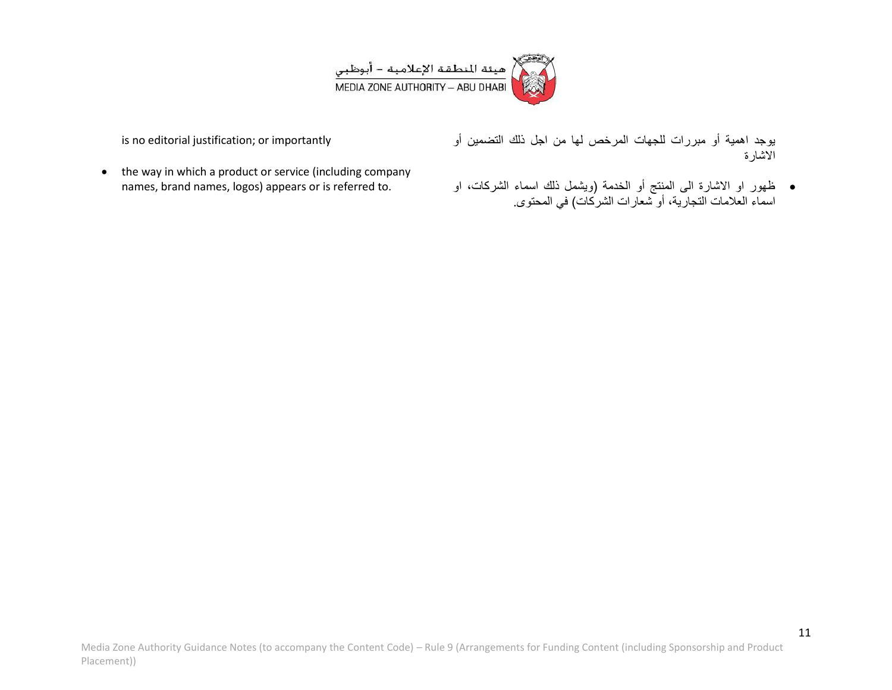is no editorial justification; or importantly

- the way in which a product or service (including company names, brand names, logos) appears or is referred to.

يوجد اهمية أو مبررات للجهات المرخص لها من اجل ذلك التضمين أو الاشارة

- ظهور او الاشارة الى المنتج أو الخدمة (ويشمل ذلك اسماء الشركات، او اسماء العلامات التجارية، أو شعارات الشركات) في المحتوى.